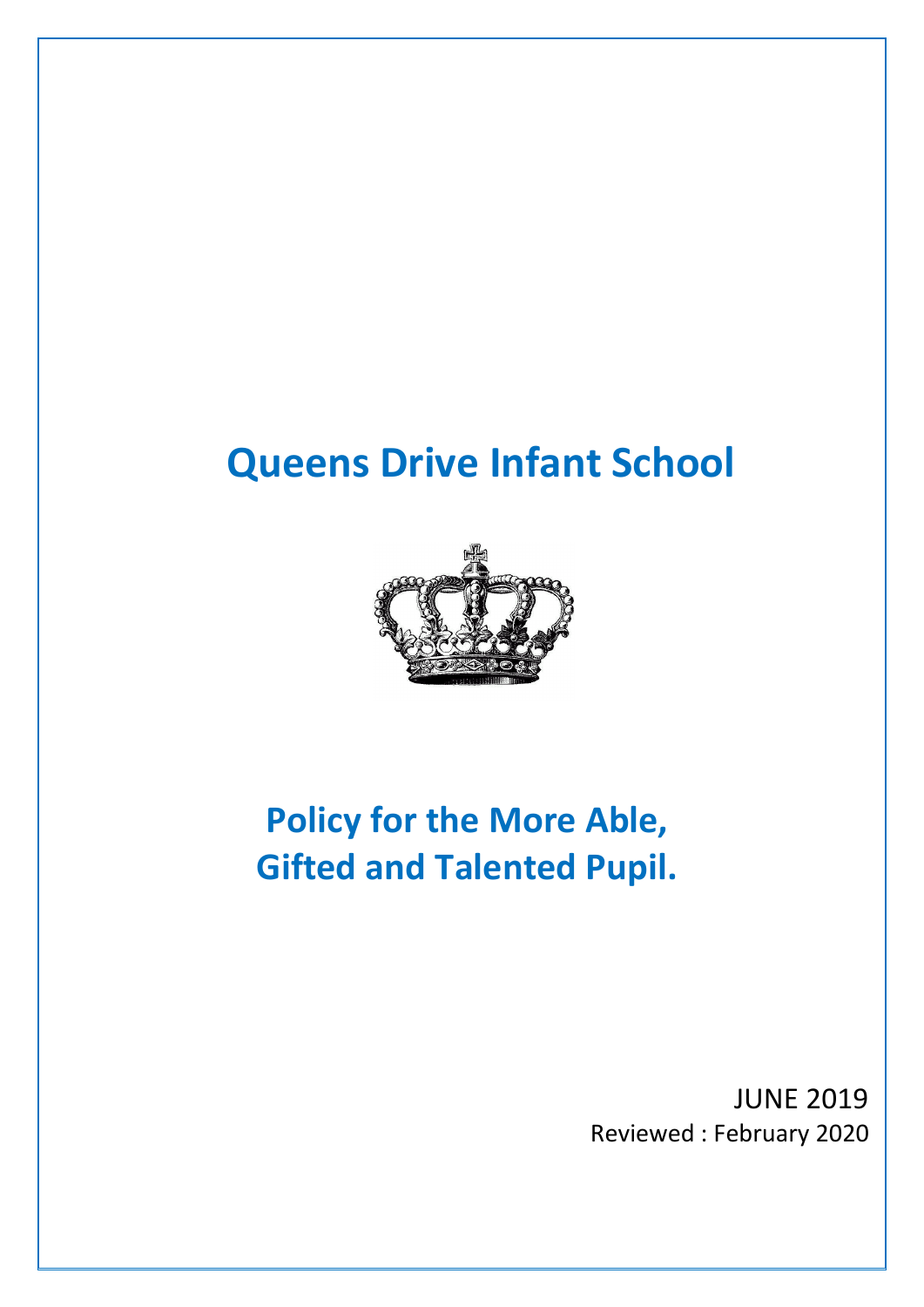# Queens Drive Infant School

# Policy for the More Able, Gifted and Talented Pupil.

JUNE 2019

Reviewed : February 2020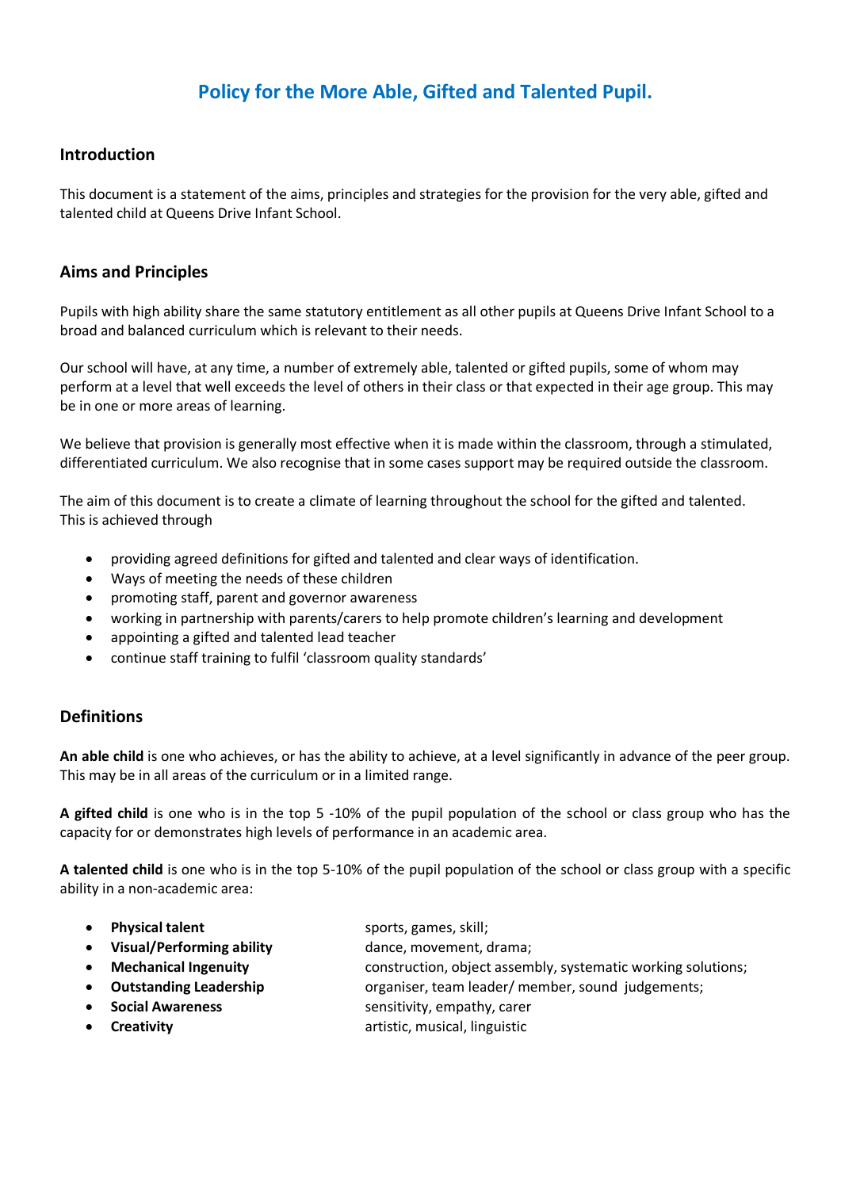# Policy for the More Able, Gifted and Talented Pupil.

## Introduction

This document is a statement of the aims, principles and strategies for the provision for the very able, gifted and talented child at Queens Drive Infant School.

## Aims and Principles

Pupils with high ability share the same statutory entitlement as all other pupils at Queens Drive Infant School to a broad and balanced curriculum which is relevant to their needs.

Our school will have, at any time, a number of extremely able, talented or gifted pupils, some of whom may perform at a level that well exceeds the level of others in their class or that expected in their age group. This may be in one or more areas of learning.

We believe that provision is generally most effective when it is made within the classroom, through a stimulated, differentiated curriculum. We also recognise that in some cases support may be required outside the classroom.

The aim of this document is to create a climate of learning throughout the school for the gifted and talented. This is achieved through

- providing agreed definitions for gifted and talented and clear ways of identification.
- Ways of meeting the needs of these children
- promoting staff, parent and governor awareness
- working in partnership with parents/carers to help promote children's learning and development
- appointing a gifted and talented lead teacher
- continue staff training to fulfil 'classroom quality standards'

## Definitions

**An able child** is one who achieves, or has the ability to achieve, at a level significantly in advance of the peer group. This may be in all areas of the curriculum or in a limited range.

**A gifted child** is one who is in the top 5 -10% of the pupil population of the school or class group who has the capacity for or demonstrates high levels of performance in an academic area.

**A talented child** is one who is in the top 5-10% of the pupil population of the school or class group with a specific ability in a non-academic area:

- **Physical talent** sports, games, skill;
- **Visual/Performing ability** dance, movement, drama;
- **Mechanical Ingenuity** construction, object assembly, systematic working solutions;
- **Outstanding Leadership** organiser, team leader/ member, sound judgements;
- **Social Awareness** sensitivity, empathy, carer
- **Creativity** artistic, musical, linguistic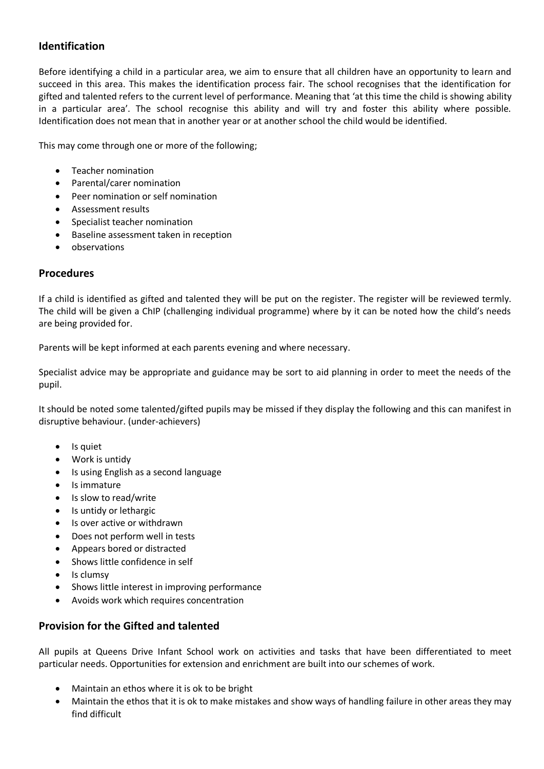## Identification

Before identifying a child in a particular area, we aim to ensure that all children have an opportunity to learn and succeed in this area. This makes the identification process fair. The school recognises that the identification for gifted and talented refers to the current level of performance. Meaning that 'at this time the child is showing ability in a particular area'. The school recognise this ability and will try and foster this ability where possible. Identification does not mean that in another year or at another school the child would be identified.

This may come through one or more of the following;

- Teacher nomination
- Parental/carer nomination
- Peer nomination or self nomination
- Assessment results
- Specialist teacher nomination
- Baseline assessment taken in reception
- observations

## Procedures

If a child is identified as gifted and talented they will be put on the register. The register will be reviewed termly. The child will be given a ChIP (challenging individual programme) where by it can be noted how the child's needs are being provided for.

Parents will be kept informed at each parents evening and where necessary.

Specialist advice may be appropriate and guidance may be sort to aid planning in order to meet the needs of the pupil.

It should be noted some talented/gifted pupils may be missed if they display the following and this can manifest in disruptive behaviour. (under-achievers)

- Is quiet
- Work is untidy
- Is using English as a second language
- Is immature
- Is slow to read/write
- Is untidy or lethargic
- Is over active or withdrawn
- Does not perform well in tests
- Appears bored or distracted
- Shows little confidence in self
- Is clumsy
- Shows little interest in improving performance
- Avoids work which requires concentration

## Provision for the Gifted and talented

All pupils at Queens Drive Infant School work on activities and tasks that have been differentiated to meet particular needs. Opportunities for extension and enrichment are built into our schemes of work.

- Maintain an ethos where it is ok to be bright
- Maintain the ethos that it is ok to make mistakes and show ways of handling failure in other areas they may find difficult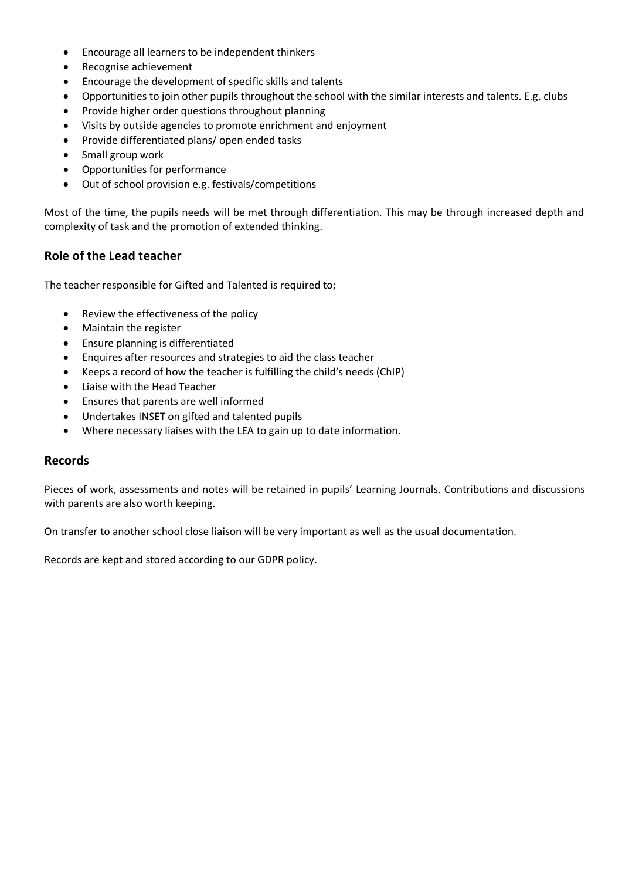- Encourage all learners to be independent thinkers
- Recognise achievement
- Encourage the development of specific skills and talents
- Opportunities to join other pupils throughout the school with the similar interests and talents. E.g. clubs
- Provide higher order questions throughout planning
- Visits by outside agencies to promote enrichment and enjoyment
- Provide differentiated plans/ open ended tasks
- Small group work
- Opportunities for performance
- Out of school provision e.g. festivals/competitions

Most of the time, the pupils needs will be met through differentiation. This may be through increased depth and complexity of task and the promotion of extended thinking.

## Role of the Lead teacher

The teacher responsible for Gifted and Talented is required to;

- Review the effectiveness of the policy
- Maintain the register
- Ensure planning is differentiated
- Enquires after resources and strategies to aid the class teacher
- Keeps a record of how the teacher is fulfilling the child's needs (ChIP)
- Liaise with the Head Teacher
- Ensures that parents are well informed
- Undertakes INSET on gifted and talented pupils
- Where necessary liaises with the LEA to gain up to date information.

## Records

Pieces of work, assessments and notes will be retained in pupils' Learning Journals. Contributions and discussions with parents are also worth keeping.

On transfer to another school close liaison will be very important as well as the usual documentation.

Records are kept and stored according to our GDPR policy.